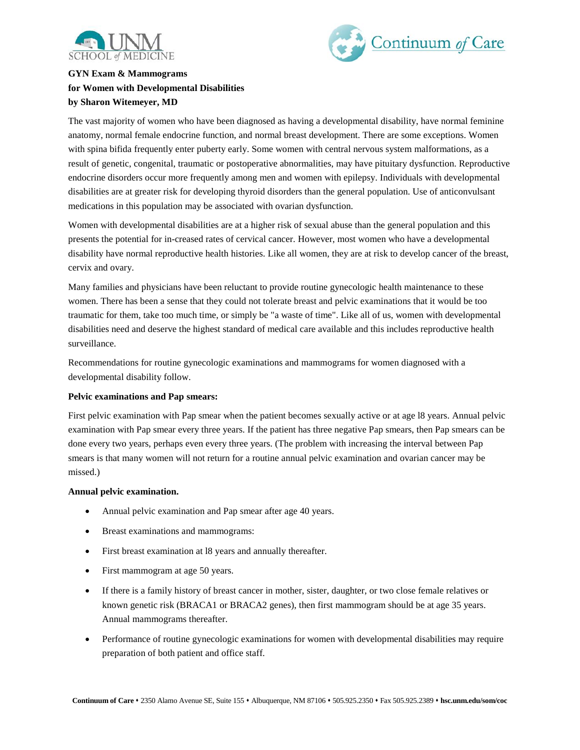**GYN Exam & Mammograms**
**for Women with Developmental Disabilities**
**by Sharon Witemeyer, MD**

The vast majority of women who have been diagnosed as having a developmental disability, have normal feminine anatomy, normal female endocrine function, and normal breast development. There are some exceptions. Women with spina bifida frequently enter puberty early. Some women with central nervous system malformations, as a result of genetic, congenital, traumatic or postoperative abnormalities, may have pituitary dysfunction. Reproductive endocrine disorders occur more frequently among men and women with epilepsy. Individuals with developmental disabilities are at greater risk for developing thyroid disorders than the general population. Use of anticonvulsant medications in this population may be associated with ovarian dysfunction.

Women with developmental disabilities are at a higher risk of sexual abuse than the general population and this presents the potential for in-creased rates of cervical cancer. However, most women who have a developmental disability have normal reproductive health histories. Like all women, they are at risk to develop cancer of the breast, cervix and ovary.

Many families and physicians have been reluctant to provide routine gynecologic health maintenance to these women. There has been a sense that they could not tolerate breast and pelvic examinations that it would be too traumatic for them, take too much time, or simply be "a waste of time". Like all of us, women with developmental disabilities need and deserve the highest standard of medical care available and this includes reproductive health surveillance.

Recommendations for routine gynecologic examinations and mammograms for women diagnosed with a developmental disability follow.

**Pelvic examinations and Pap smears:**

First pelvic examination with Pap smear when the patient becomes sexually active or at age l8 years. Annual pelvic examination with Pap smear every three years. If the patient has three negative Pap smears, then Pap smears can be done every two years, perhaps even every three years. (The problem with increasing the interval between Pap smears is that many women will not return for a routine annual pelvic examination and ovarian cancer may be missed.)

**Annual pelvic examination.**

- Annual pelvic examination and Pap smear after age 40 years.
- Breast examinations and mammograms:
- First breast examination at l8 years and annually thereafter.
- First mammogram at age 50 years.
- If there is a family history of breast cancer in mother, sister, daughter, or two close female relatives or known genetic risk (BRACA1 or BRACA2 genes), then first mammogram should be at age 35 years. Annual mammograms thereafter.
- Performance of routine gynecologic examinations for women with developmental disabilities may require preparation of both patient and office staff.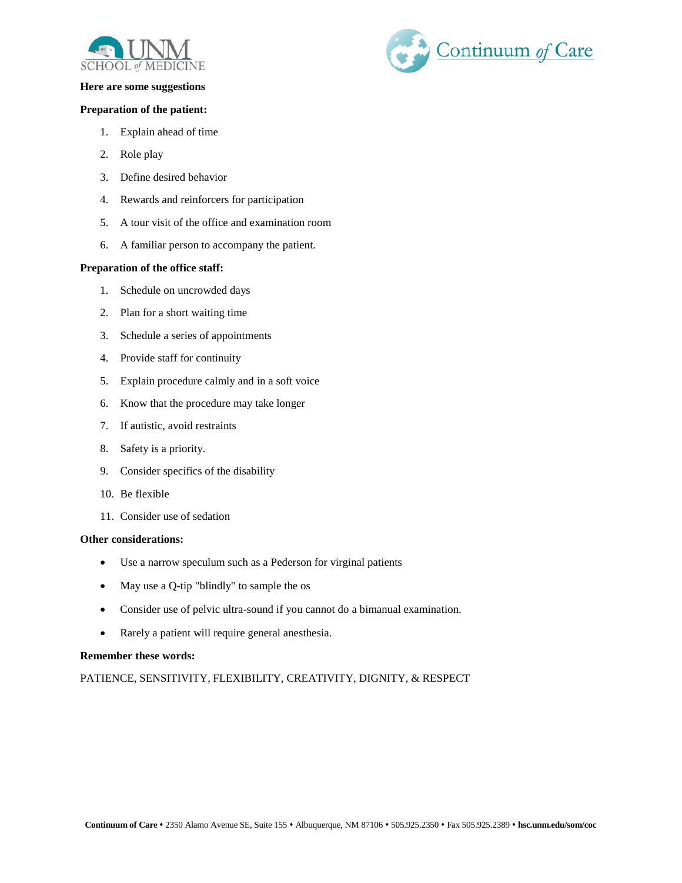**Here are some suggestions**

**Preparation of the patient:**

1. Explain ahead of time
2. Role play
3. Define desired behavior
4. Rewards and reinforcers for participation
5. A tour visit of the office and examination room
6. A familiar person to accompany the patient.

**Preparation of the office staff:**

1. Schedule on uncrowded days
2. Plan for a short waiting time
3. Schedule a series of appointments
4. Provide staff for continuity
5. Explain procedure calmly and in a soft voice
6. Know that the procedure may take longer
7. If autistic, avoid restraints
8. Safety is a priority.
9. Consider specifics of the disability
10. Be flexible
11. Consider use of sedation

**Other considerations:**

- Use a narrow speculum such as a Pederson for virginal patients
- May use a Q-tip "blindly" to sample the os
- Consider use of pelvic ultra-sound if you cannot do a bimanual examination.
- Rarely a patient will require general anesthesia.

**Remember these words:**

PATIENCE, SENSITIVITY, FLEXIBILITY, CREATIVITY, DIGNITY, & RESPECT